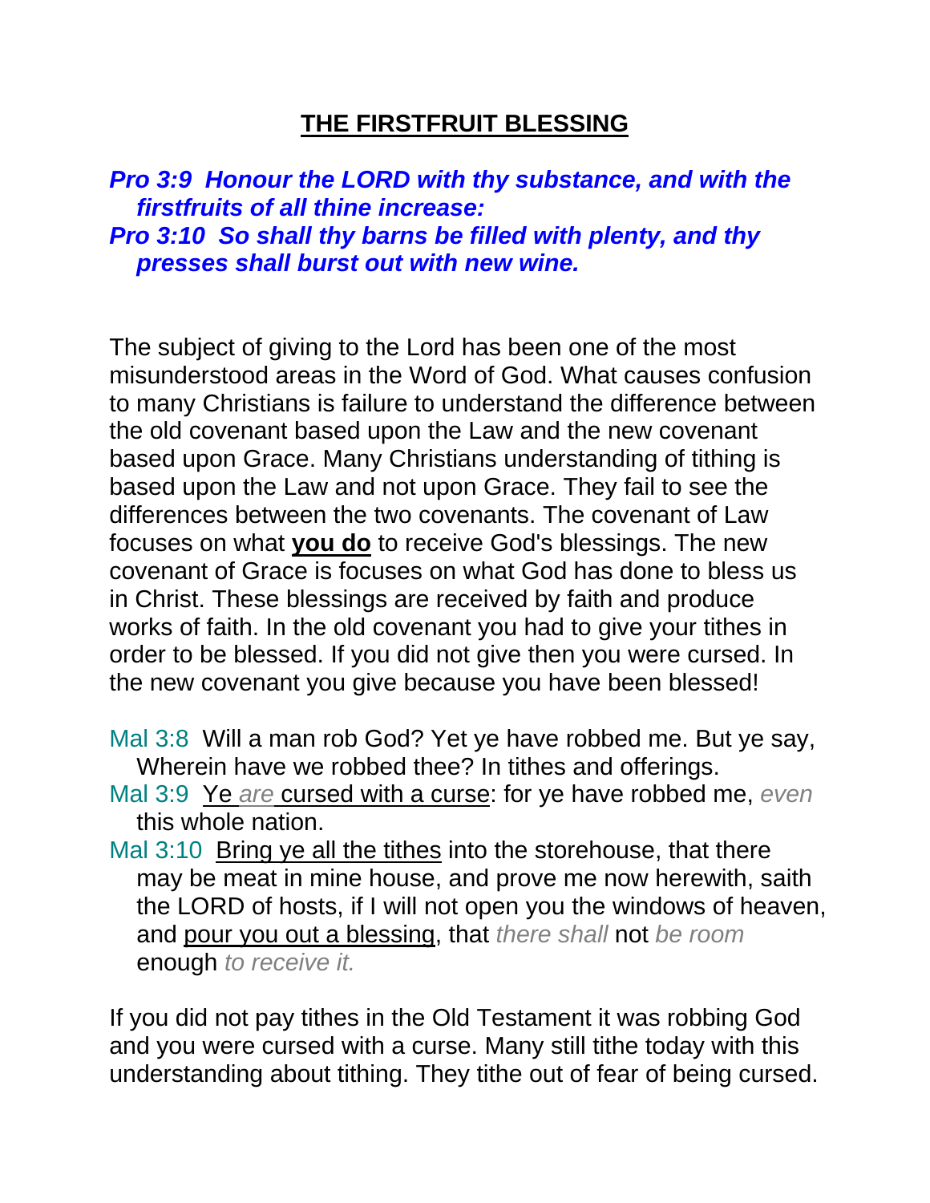# THE FIRSTFRUIT BLESSING

***Pro 3:9 Honour the LORD with thy substance, and with the firstfruits of all thine increase:***
***Pro 3:10 So shall thy barns be filled with plenty, and thy presses shall burst out with new wine.***

The subject of giving to the Lord has been one of the most misunderstood areas in the Word of God. What causes confusion to many Christians is failure to understand the difference between the old covenant based upon the Law and the new covenant based upon Grace. Many Christians understanding of tithing is based upon the Law and not upon Grace. They fail to see the differences between the two covenants. The covenant of Law focuses on what **you do** to receive God's blessings. The new covenant of Grace is focuses on what God has done to bless us in Christ. These blessings are received by faith and produce works of faith. In the old covenant you had to give your tithes in order to be blessed. If you did not give then you were cursed. In the new covenant you give because you have been blessed!

Mal 3:8 Will a man rob God? Yet ye have robbed me. But ye say, Wherein have we robbed thee? In tithes and offerings.
Mal 3:9 Ye *are* cursed with a curse: for ye have robbed me, *even* this whole nation.
Mal 3:10 Bring ye all the tithes into the storehouse, that there may be meat in mine house, and prove me now herewith, saith the LORD of hosts, if I will not open you the windows of heaven, and pour you out a blessing, that *there shall* not *be room* enough *to receive it.*

If you did not pay tithes in the Old Testament it was robbing God and you were cursed with a curse. Many still tithe today with this understanding about tithing. They tithe out of fear of being cursed.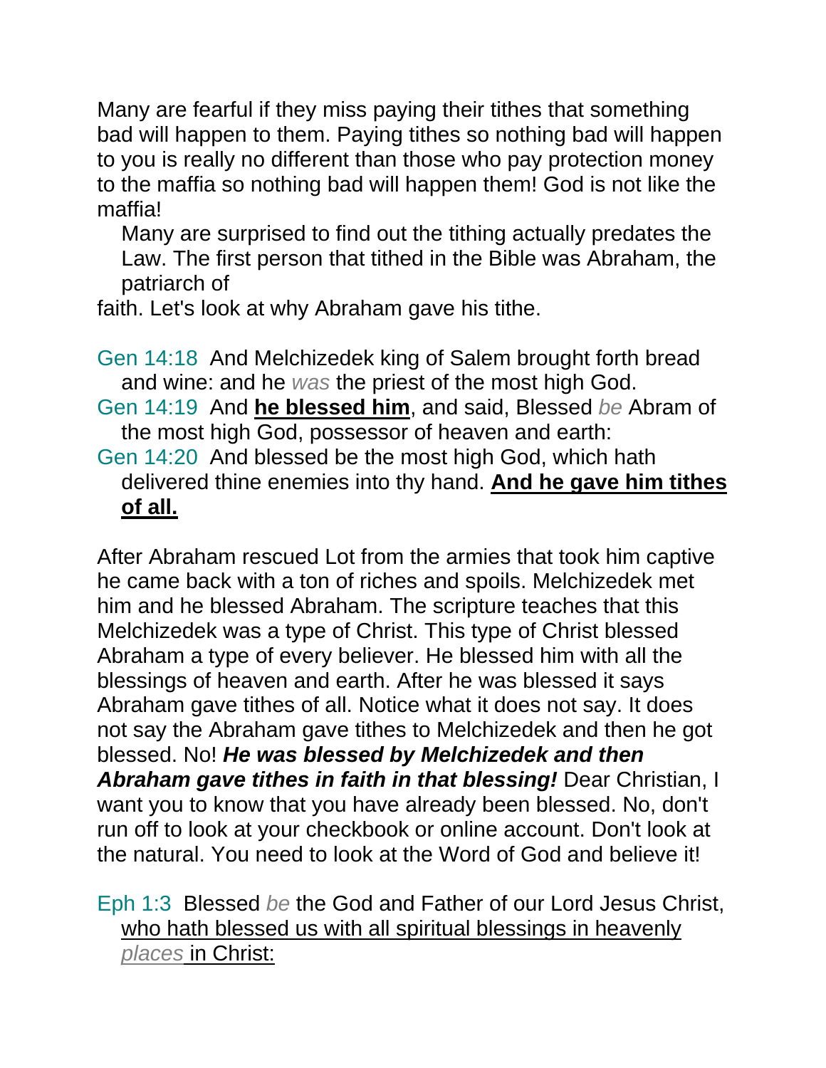Many are fearful if they miss paying their tithes that something bad will happen to them. Paying tithes so nothing bad will happen to you is really no different than those who pay protection money to the maffia so nothing bad will happen them! God is not like the maffia!

Many are surprised to find out the tithing actually predates the Law. The first person that tithed in the Bible was Abraham, the patriarch of faith. Let's look at why Abraham gave his tithe.

Gen 14:18 And Melchizedek king of Salem brought forth bread and wine: and he *was* the priest of the most high God.
Gen 14:19 And **he blessed him**, and said, Blessed *be* Abram of the most high God, possessor of heaven and earth:
Gen 14:20 And blessed be the most high God, which hath delivered thine enemies into thy hand. **And he gave him tithes of all.**

After Abraham rescued Lot from the armies that took him captive he came back with a ton of riches and spoils. Melchizedek met him and he blessed Abraham. The scripture teaches that this Melchizedek was a type of Christ. This type of Christ blessed Abraham a type of every believer. He blessed him with all the blessings of heaven and earth. After he was blessed it says Abraham gave tithes of all. Notice what it does not say. It does not say the Abraham gave tithes to Melchizedek and then he got blessed. No! ***He was blessed by Melchizedek and then Abraham gave tithes in faith in that blessing!*** Dear Christian, I want you to know that you have already been blessed. No, don't run off to look at your checkbook or online account. Don't look at the natural. You need to look at the Word of God and believe it!

Eph 1:3 Blessed *be* the God and Father of our Lord Jesus Christ, who hath blessed us with all spiritual blessings in heavenly *places* in Christ: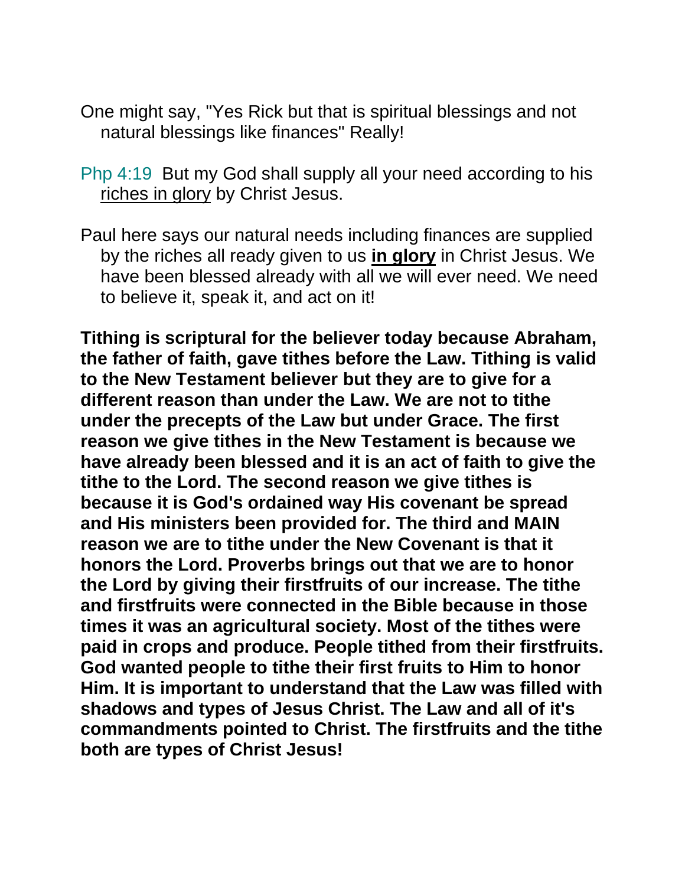One might say, "Yes Rick but that is spiritual blessings and not natural blessings like finances" Really!

Php 4:19 But my God shall supply all your need according to his riches in glory by Christ Jesus.

Paul here says our natural needs including finances are supplied by the riches all ready given to us **in glory** in Christ Jesus. We have been blessed already with all we will ever need. We need to believe it, speak it, and act on it!

**Tithing is scriptural for the believer today because Abraham, the father of faith, gave tithes before the Law. Tithing is valid to the New Testament believer but they are to give for a different reason than under the Law. We are not to tithe under the precepts of the Law but under Grace. The first reason we give tithes in the New Testament is because we have already been blessed and it is an act of faith to give the tithe to the Lord. The second reason we give tithes is because it is God's ordained way His covenant be spread and His ministers been provided for. The third and MAIN reason we are to tithe under the New Covenant is that it honors the Lord. Proverbs brings out that we are to honor the Lord by giving their firstfruits of our increase. The tithe and firstfruits were connected in the Bible because in those times it was an agricultural society. Most of the tithes were paid in crops and produce. People tithed from their firstfruits. God wanted people to tithe their first fruits to Him to honor Him. It is important to understand that the Law was filled with shadows and types of Jesus Christ. The Law and all of it's commandments pointed to Christ. The firstfruits and the tithe both are types of Christ Jesus!**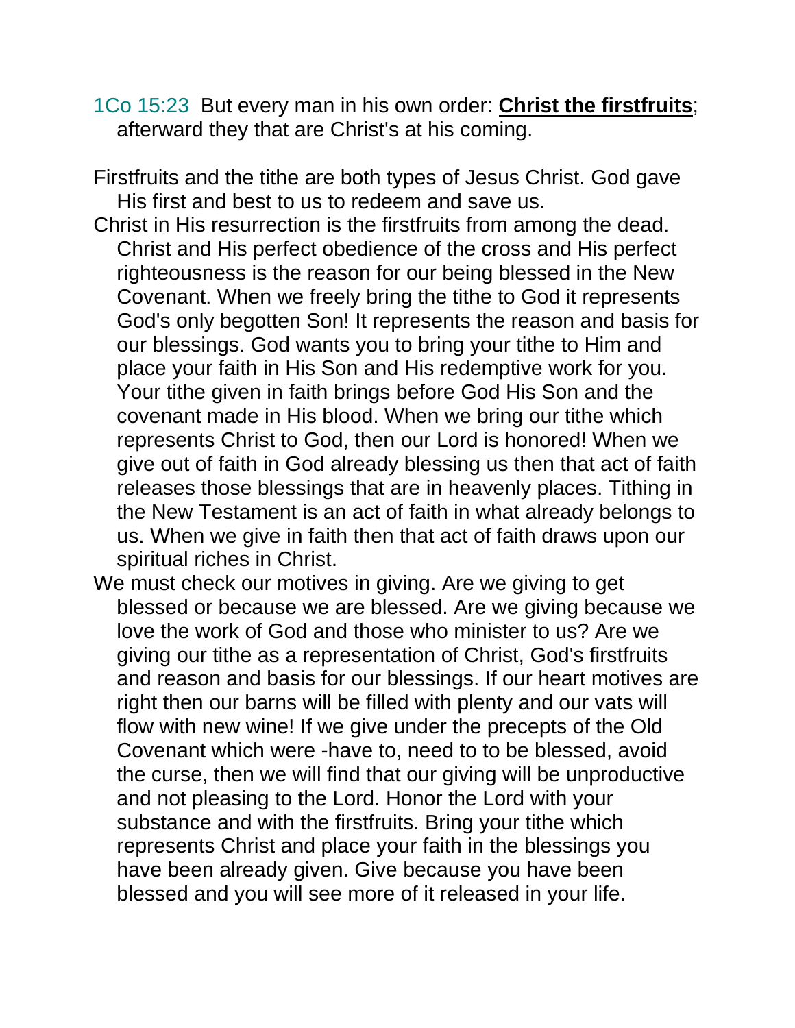1Co 15:23 But every man in his own order: **Christ the firstfruits**; afterward they that are Christ's at his coming.

Firstfruits and the tithe are both types of Jesus Christ. God gave His first and best to us to redeem and save us.

Christ in His resurrection is the firstfruits from among the dead. Christ and His perfect obedience of the cross and His perfect righteousness is the reason for our being blessed in the New Covenant. When we freely bring the tithe to God it represents God's only begotten Son! It represents the reason and basis for our blessings. God wants you to bring your tithe to Him and place your faith in His Son and His redemptive work for you. Your tithe given in faith brings before God His Son and the covenant made in His blood. When we bring our tithe which represents Christ to God, then our Lord is honored! When we give out of faith in God already blessing us then that act of faith releases those blessings that are in heavenly places. Tithing in the New Testament is an act of faith in what already belongs to us. When we give in faith then that act of faith draws upon our spiritual riches in Christ.

We must check our motives in giving. Are we giving to get blessed or because we are blessed. Are we giving because we love the work of God and those who minister to us? Are we giving our tithe as a representation of Christ, God's firstfruits and reason and basis for our blessings. If our heart motives are right then our barns will be filled with plenty and our vats will flow with new wine! If we give under the precepts of the Old Covenant which were -have to, need to to be blessed, avoid the curse, then we will find that our giving will be unproductive and not pleasing to the Lord. Honor the Lord with your substance and with the firstfruits. Bring your tithe which represents Christ and place your faith in the blessings you have been already given. Give because you have been blessed and you will see more of it released in your life.